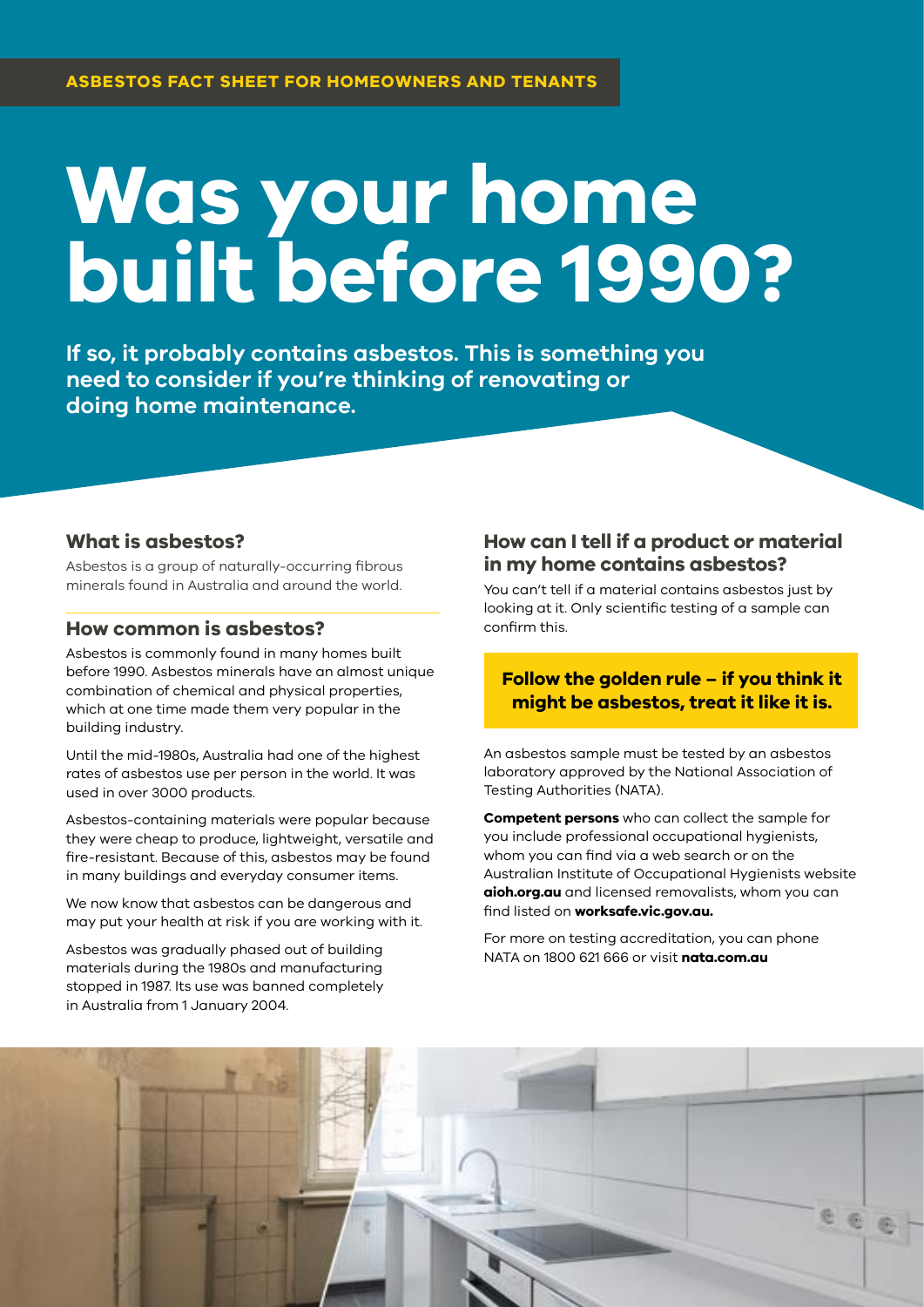**ASBESTOS FACT SHEET FOR HOMEOWNERS AND TENANTS**

# Was your home built before 1990?

**If so, it probably contains asbestos. This is something you need to consider if you're thinking of renovating or doing home maintenance.**

## What is asbestos?

Asbestos is a group of naturally-occurring fibrous minerals found in Australia and around the world.

## How common is asbestos?

Asbestos is commonly found in many homes built before 1990. Asbestos minerals have an almost unique combination of chemical and physical properties, which at one time made them very popular in the building industry.

Until the mid-1980s, Australia had one of the highest rates of asbestos use per person in the world. It was used in over 3000 products.

Asbestos-containing materials were popular because they were cheap to produce, lightweight, versatile and fire-resistant. Because of this, asbestos may be found in many buildings and everyday consumer items.

We now know that asbestos can be dangerous and may put your health at risk if you are working with it.

Asbestos was gradually phased out of building materials during the 1980s and manufacturing stopped in 1987. Its use was banned completely in Australia from 1 January 2004.

## How can I tell if a product or material in my home contains asbestos?

You can't tell if a material contains asbestos just by looking at it. Only scientific testing of a sample can confirm this.

**Follow the golden rule – if you think it might be asbestos, treat it like it is.**

An asbestos sample must be tested by an asbestos laboratory approved by the National Association of Testing Authorities (NATA).

**Competent persons** who can collect the sample for you include professional occupational hygienists, whom you can find via a web search or on the Australian Institute of Occupational Hygienists website **aioh.org.au** and licensed removalists, whom you can find listed on **worksafe.vic.gov.au.**

For more on testing accreditation, you can phone NATA on 1800 621 666 or visit **nata.com.au**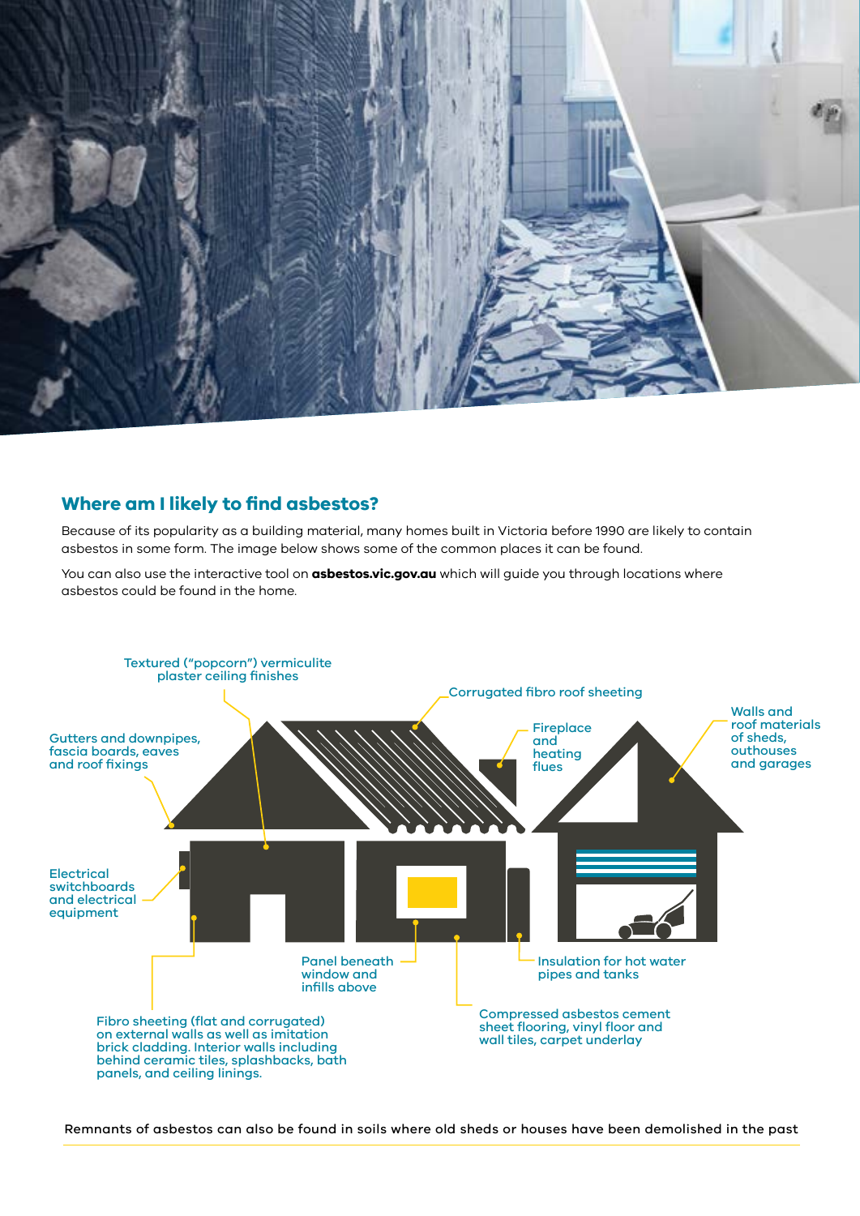## Where am I likely to find asbestos?

Because of its popularity as a building material, many homes built in Victoria before 1990 are likely to contain asbestos in some form. The image below shows some of the common places it can be found.

You can also use the interactive tool on **asbestos.vic.gov.au** which will guide you through locations where asbestos could be found in the home.

- Textured ("popcorn") vermiculite plaster ceiling finishes
- Corrugated fibro roof sheeting
- Gutters and downpipes, fascia boards, eaves and roof fixings
- Fireplace and heating flues
- Walls and roof materials of sheds, outhouses and garages
- Electrical switchboards and electrical equipment
- Panel beneath window and infills above
- Insulation for hot water pipes and tanks
- Compressed asbestos cement sheet flooring, vinyl floor and wall tiles, carpet underlay
- Fibro sheeting (flat and corrugated) on external walls as well as imitation brick cladding. Interior walls including behind ceramic tiles, splashbacks, bath panels, and ceiling linings.

Remnants of asbestos can also be found in soils where old sheds or houses have been demolished in the past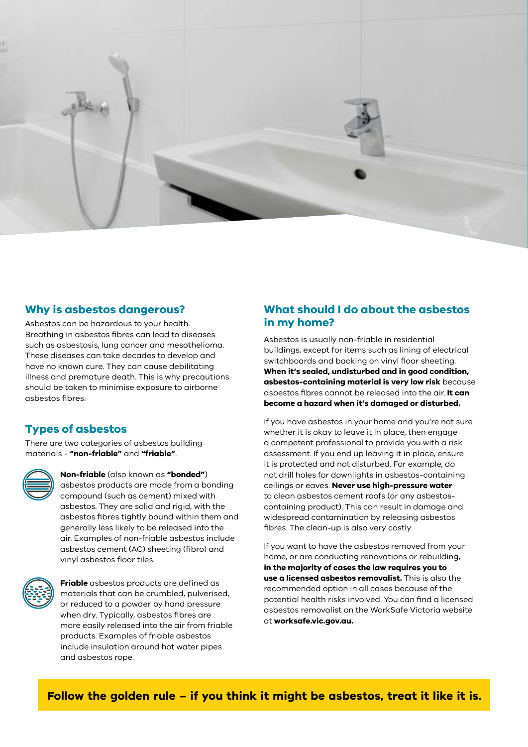## Why is asbestos dangerous?

Asbestos can be hazardous to your health. Breathing in asbestos fibres can lead to diseases such as asbestosis, lung cancer and mesothelioma. These diseases can take decades to develop and have no known cure. They can cause debilitating illness and premature death. This is why precautions should be taken to minimise exposure to airborne asbestos fibres.

## Types of asbestos

There are two categories of asbestos building materials - **"non-friable"** and **"friable"**.

**Non-friable** (also known as **"bonded"**) asbestos products are made from a bonding compound (such as cement) mixed with asbestos. They are solid and rigid, with the asbestos fibres tightly bound within them and generally less likely to be released into the air. Examples of non-friable asbestos include asbestos cement (AC) sheeting (fibro) and vinyl asbestos floor tiles.

**Friable** asbestos products are defined as materials that can be crumbled, pulverised, or reduced to a powder by hand pressure when dry. Typically, asbestos fibres are more easily released into the air from friable products. Examples of friable asbestos include insulation around hot water pipes and asbestos rope.

## What should I do about the asbestos in my home?

Asbestos is usually non-friable in residential buildings, except for items such as lining of electrical switchboards and backing on vinyl floor sheeting. **When it's sealed, undisturbed and in good condition, asbestos-containing material is very low risk** because asbestos fibres cannot be released into the air. **It can become a hazard when it's damaged or disturbed.**

If you have asbestos in your home and you're not sure whether it is okay to leave it in place, then engage a competent professional to provide you with a risk assessment. If you end up leaving it in place, ensure it is protected and not disturbed. For example, do not drill holes for downlights in asbestos-containing ceilings or eaves. **Never use high-pressure water** to clean asbestos cement roofs (or any asbestos-containing product). This can result in damage and widespread contamination by releasing asbestos fibres. The clean-up is also very costly.

If you want to have the asbestos removed from your home, or are conducting renovations or rebuilding, **in the majority of cases the law requires you to use a licensed asbestos removalist.** This is also the recommended option in all cases because of the potential health risks involved. You can find a licensed asbestos removalist on the WorkSafe Victoria website at **worksafe.vic.gov.au.**

**Follow the golden rule – if you think it might be asbestos, treat it like it is.**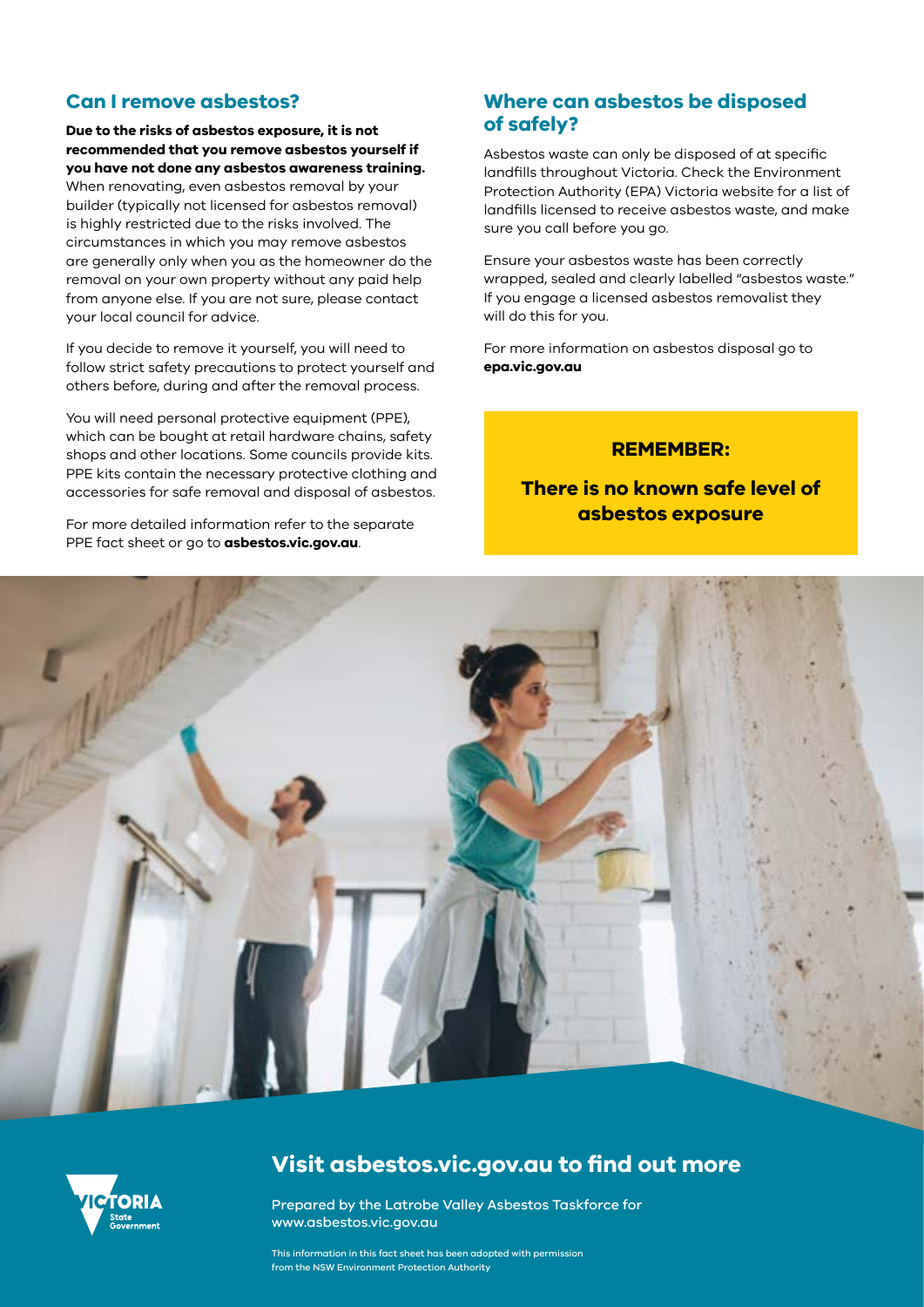## Can I remove asbestos?

**Due to the risks of asbestos exposure, it is not recommended that you remove asbestos yourself if you have not done any asbestos awareness training.** When renovating, even asbestos removal by your builder (typically not licensed for asbestos removal) is highly restricted due to the risks involved. The circumstances in which you may remove asbestos are generally only when you as the homeowner do the removal on your own property without any paid help from anyone else. If you are not sure, please contact your local council for advice.

If you decide to remove it yourself, you will need to follow strict safety precautions to protect yourself and others before, during and after the removal process.

You will need personal protective equipment (PPE), which can be bought at retail hardware chains, safety shops and other locations. Some councils provide kits. PPE kits contain the necessary protective clothing and accessories for safe removal and disposal of asbestos.

For more detailed information refer to the separate PPE fact sheet or go to **asbestos.vic.gov.au**.

## Where can asbestos be disposed of safely?

Asbestos waste can only be disposed of at specific landfills throughout Victoria. Check the Environment Protection Authority (EPA) Victoria website for a list of landfills licensed to receive asbestos waste, and make sure you call before you go.

Ensure your asbestos waste has been correctly wrapped, sealed and clearly labelled "asbestos waste." If you engage a licensed asbestos removalist they will do this for you.

For more information on asbestos disposal go to **epa.vic.gov.au**

**REMEMBER:**

**There is no known safe level of asbestos exposure**

## Visit asbestos.vic.gov.au to find out more

Prepared by the Latrobe Valley Asbestos Taskforce for www.asbestos.vic.gov.au

This information in this fact sheet has been adopted with permission from the NSW Environment Protection Authority

VICTORIA State Government